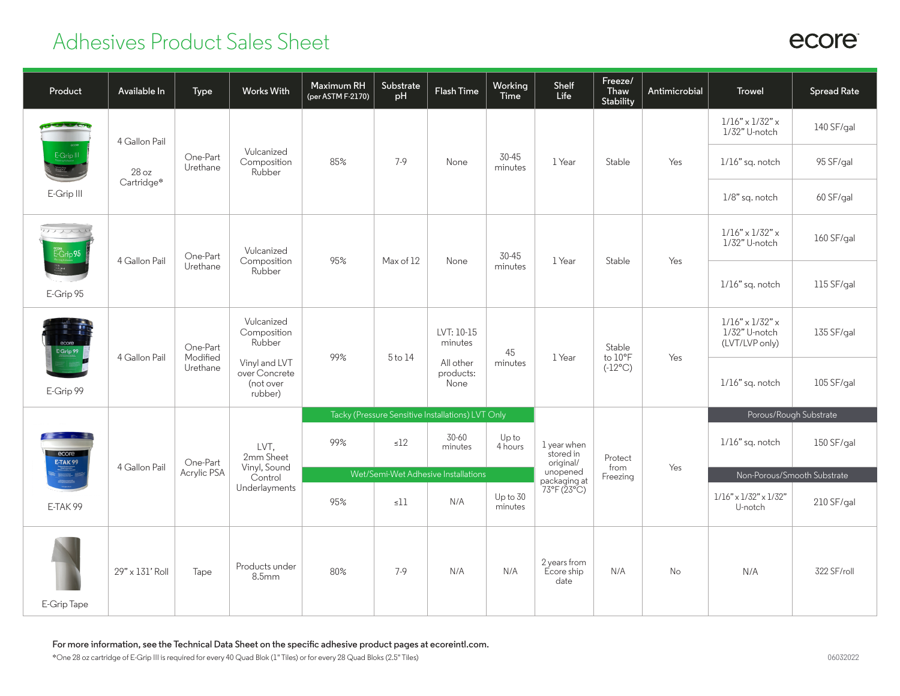# Adhesives Product Sales Sheet

ecore

| Product | Available In | Type | Works With | Maximum RH (per ASTM F-2170) | Substrate pH | Flash Time | Working Time | Shelf Life | Freeze/Thaw Stability | Antimicrobial | Trowel | Spread Rate |
|---|---|---|---|---|---|---|---|---|---|---|---|---|
| E-Grip III | 4 Gallon Pail<br>28 oz Cartridge* | One-Part Urethane | Vulcanized Composition Rubber | 85% | 7-9 | None | 30-45 minutes | 1 Year | Stable | Yes | 1/16" x 1/32" x 1/32" U-notch | 140 SF/gal |
| | | | | | | | | | | | 1/16" sq. notch | 95 SF/gal |
| | | | | | | | | | | | 1/8" sq. notch | 60 SF/gal |
| E-Grip 95 | 4 Gallon Pail | One-Part Urethane | Vulcanized Composition Rubber | 95% | Max of 12 | None | 30-45 minutes | 1 Year | Stable | Yes | 1/16" x 1/32" x 1/32" U-notch | 160 SF/gal |
| | | | | | | | | | | | 1/16" sq. notch | 115 SF/gal |
| E-Grip 99 | 4 Gallon Pail | One-Part Modified Urethane | Vulcanized Composition Rubber<br>Vinyl and LVT over Concrete (not over rubber) | 99% | 5 to 14 | LVT: 10-15 minutes<br>All other products: None | 45 minutes | 1 Year | Stable to 10°F (-12°C) | Yes | 1/16" x 1/32" x 1/32" U-notch (LVT/LVP only) | 135 SF/gal |
| | | | | | | | | | | | 1/16" sq. notch | 105 SF/gal |
| E-TAK 99 | 4 Gallon Pail | One-Part Acrylic PSA | LVT, 2mm Sheet Vinyl, Sound Control Underlayments | Tacky (Pressure Sensitive Installations) LVT Only | | | | 1 year when stored in original/ unopened packaging at 73°F (23°C) | Protect from Freezing | Yes | Porous/Rough Substrate | |
| | | | | 99% | ≤12 | 30-60 minutes | Up to 4 hours | | | | 1/16" sq. notch | 150 SF/gal |
| | | | | Wet/Semi-Wet Adhesive Installations | | | | | | | Non-Porous/Smooth Substrate | |
| | | | | 95% | ≤11 | N/A | Up to 30 minutes | | | | 1/16" x 1/32" x 1/32" U-notch | 210 SF/gal |
| E-Grip Tape | 29" x 131' Roll | Tape | Products under 8.5mm | 80% | 7-9 | N/A | N/A | 2 years from Ecore ship date | N/A | No | N/A | 322 SF/roll |

**For more information, see the Technical Data Sheet on the specific adhesive product pages at ecoreintl.com.**

*One 28 oz cartridge of E-Grip III is required for every 40 Quad Blok (1" Tiles) or for every 28 Quad Bloks (2.5" Tiles)

06032022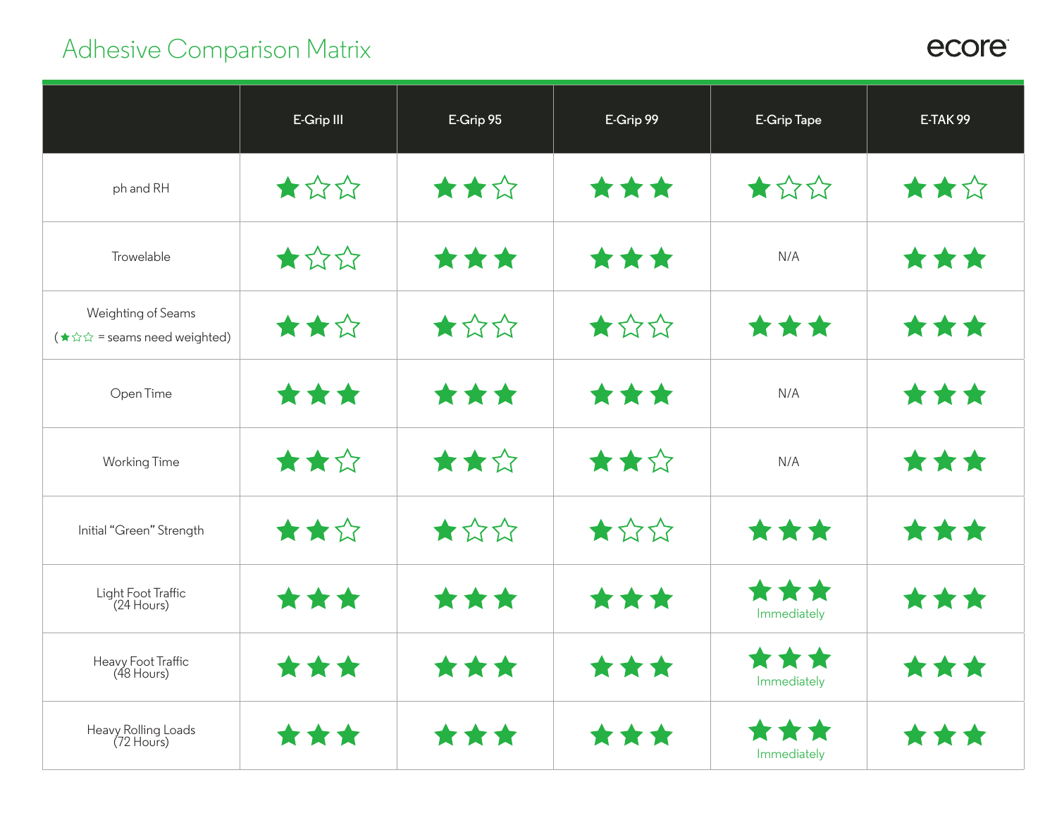# Adhesive Comparison Matrix

ecore

| | E-Grip III | E-Grip 95 | E-Grip 99 | E-Grip Tape | E-TAK 99 |
|---|---|---|---|---|---|
| ph and RH | ★☆☆ | ★★☆ | ★★★ | ★☆☆ | ★★☆ |
| Trowelable | ★☆☆ | ★★★ | ★★★ | N/A | ★★★ |
| Weighting of Seams (★☆☆ = seams need weighted) | ★★☆ | ★☆☆ | ★☆☆ | ★★★ | ★★★ |
| Open Time | ★★★ | ★★★ | ★★★ | N/A | ★★★ |
| Working Time | ★★☆ | ★★☆ | ★★☆ | N/A | ★★★ |
| Initial "Green" Strength | ★★☆ | ★☆☆ | ★☆☆ | ★★★ | ★★★ |
| Light Foot Traffic (24 Hours) | ★★★ | ★★★ | ★★★ | ★★★ Immediately | ★★★ |
| Heavy Foot Traffic (48 Hours) | ★★★ | ★★★ | ★★★ | ★★★ Immediately | ★★★ |
| Heavy Rolling Loads (72 Hours) | ★★★ | ★★★ | ★★★ | ★★★ Immediately | ★★★ |